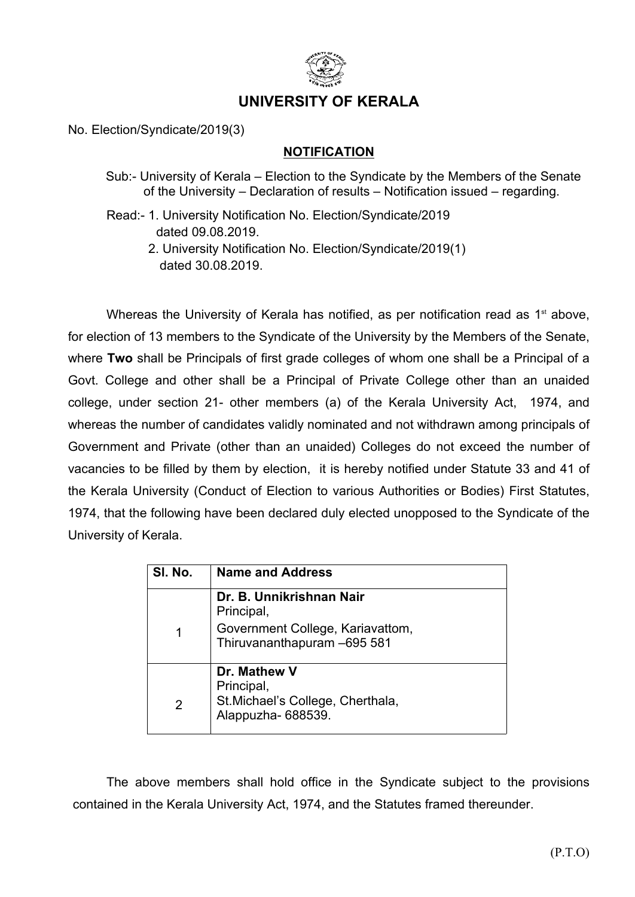# UNIVERSITY OF KERALA

No. Election/Syndicate/2019(3)

## NOTIFICATION

Sub:- University of Kerala – Election to the Syndicate by the Members of the Senate of the University – Declaration of results – Notification issued – regarding.

Read:- 1. University Notification No. Election/Syndicate/2019 dated 09.08.2019.
2. University Notification No. Election/Syndicate/2019(1) dated 30.08.2019.

Whereas the University of Kerala has notified, as per notification read as 1st above, for election of 13 members to the Syndicate of the University by the Members of the Senate, where **Two** shall be Principals of first grade colleges of whom one shall be a Principal of a Govt. College and other shall be a Principal of Private College other than an unaided college, under section 21- other members (a) of the Kerala University Act, 1974, and whereas the number of candidates validly nominated and not withdrawn among principals of Government and Private (other than an unaided) Colleges do not exceed the number of vacancies to be filled by them by election, it is hereby notified under Statute 33 and 41 of the Kerala University (Conduct of Election to various Authorities or Bodies) First Statutes, 1974, that the following have been declared duly elected unopposed to the Syndicate of the University of Kerala.

| Sl. No. | Name and Address |
| --- | --- |
| 1 | **Dr. B. Unnikrishnan Nair**<br>Principal,<br>Government College, Kariavattom,<br>Thiruvananthapuram –695 581 |
| 2 | **Dr. Mathew V**<br>Principal,<br>St.Michael's College, Cherthala,<br>Alappuzha- 688539. |

The above members shall hold office in the Syndicate subject to the provisions contained in the Kerala University Act, 1974, and the Statutes framed thereunder.

(P.T.O)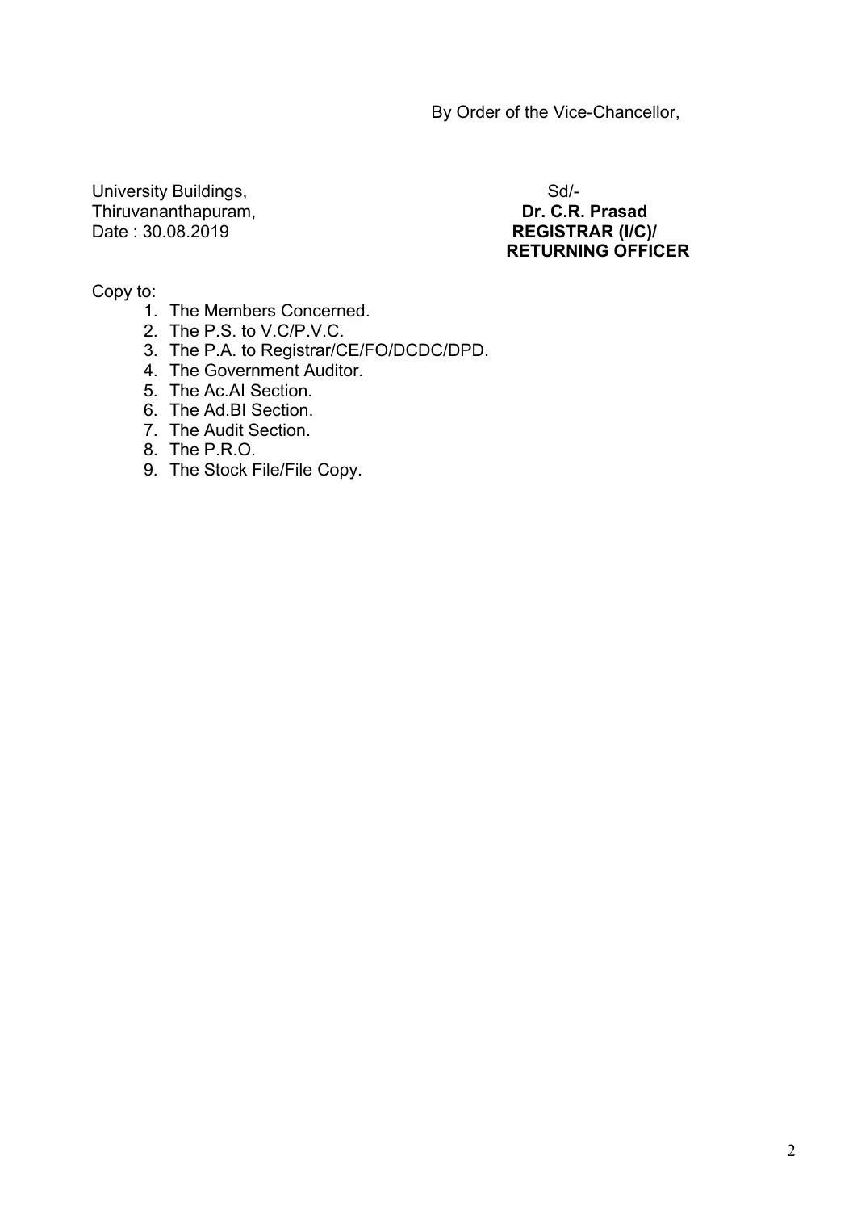By Order of the Vice-Chancellor,

University Buildings,
Thiruvananthapuram,
Date : 30.08.2019

Sd/-
**Dr. C.R. Prasad**
**REGISTRAR (I/C)/**
**RETURNING OFFICER**

Copy to:

1. The Members Concerned.
2. The P.S. to V.C/P.V.C.
3. The P.A. to Registrar/CE/FO/DCDC/DPD.
4. The Government Auditor.
5. The Ac.AI Section.
6. The Ad.BI Section.
7. The Audit Section.
8. The P.R.O.
9. The Stock File/File Copy.